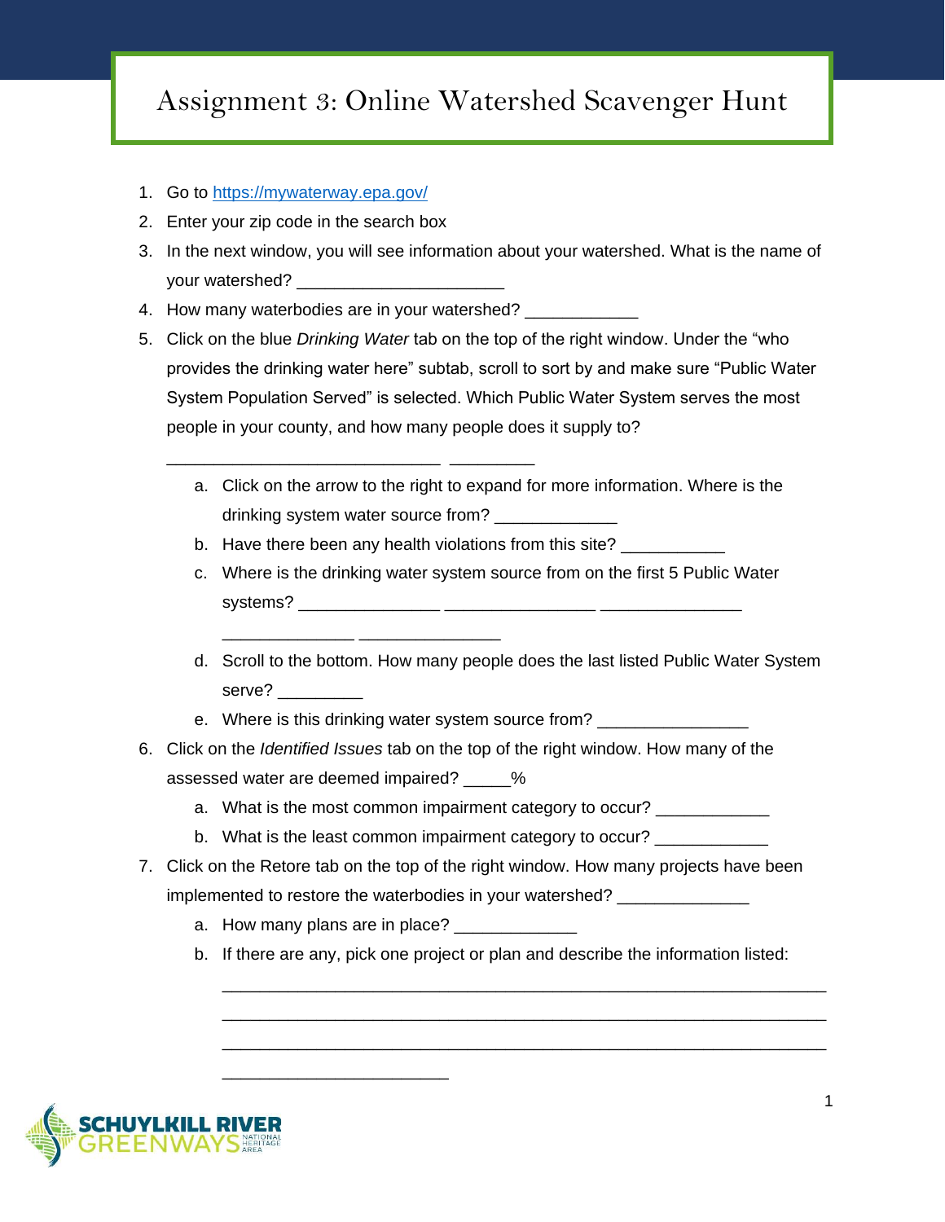# Assignment 3: Online Watershed Scavenger Hunt

1. Go to https://mywaterway.epa.gov/
2. Enter your zip code in the search box
3. In the next window, you will see information about your watershed. What is the name of your watershed? _____________________
4. How many waterbodies are in your watershed? ___________
5. Click on the blue *Drinking Water* tab on the top of the right window. Under the "who provides the drinking water here" subtab, scroll to sort by and make sure "Public Water System Population Served" is selected. Which Public Water System serves the most people in your county, and how many people does it supply to?

   ____________________________ _________

   a. Click on the arrow to the right to expand for more information. Where is the drinking system water source from? ____________
   b. Have there been any health violations from this site? __________
   c. Where is the drinking water system source from on the first 5 Public Water systems? ______________ _______________ ______________

      _____________ ______________
   d. Scroll to the bottom. How many people does the last listed Public Water System serve? _________
   e. Where is this drinking water system source from? _______________
6. Click on the *Identified Issues* tab on the top of the right window. How many of the assessed water are deemed impaired? _____%
   a. What is the most common impairment category to occur? ___________
   b. What is the least common impairment category to occur? ___________
7. Click on the Retore tab on the top of the right window. How many projects have been implemented to restore the waterbodies in your watershed? _____________
   a. How many plans are in place? ____________
   b. If there are any, pick one project or plan and describe the information listed:

      ____________________________________________________________

      ____________________________________________________________

      ____________________________________________________________

      ______________________

SCHUYLKILL RIVER GREENWAYS NATIONAL HERITAGE AREA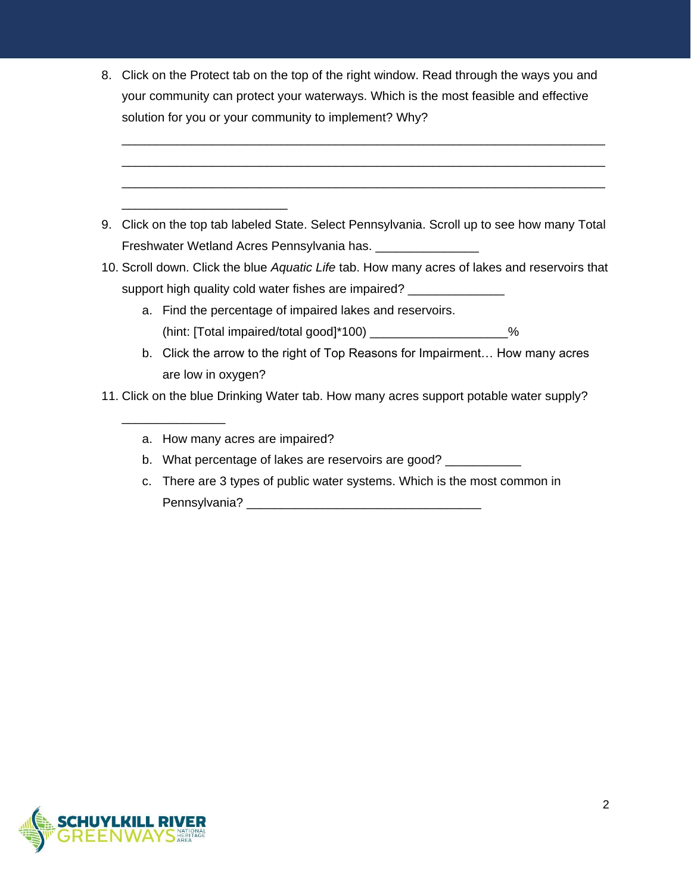8. Click on the Protect tab on the top of the right window. Read through the ways you and your community can protect your waterways. Which is the most feasible and effective solution for you or your community to implement? Why?

   ______________________________________________________________________
   ______________________________________________________________________
   ______________________________________________________________________
   ________________________

9. Click on the top tab labeled State. Select Pennsylvania. Scroll up to see how many Total Freshwater Wetland Acres Pennsylvania has. _______________

10. Scroll down. Click the blue *Aquatic Life* tab. How many acres of lakes and reservoirs that support high quality cold water fishes are impaired? ______________

    a. Find the percentage of impaired lakes and reservoirs. (hint: [Total impaired/total good]*100) ____________________%

    b. Click the arrow to the right of Top Reasons for Impairment… How many acres are low in oxygen?

11. Click on the blue Drinking Water tab. How many acres support potable water supply? _______________

    a. How many acres are impaired?

    b. What percentage of lakes are reservoirs are good? ___________

    c. There are 3 types of public water systems. Which is the most common in Pennsylvania? __________________________________